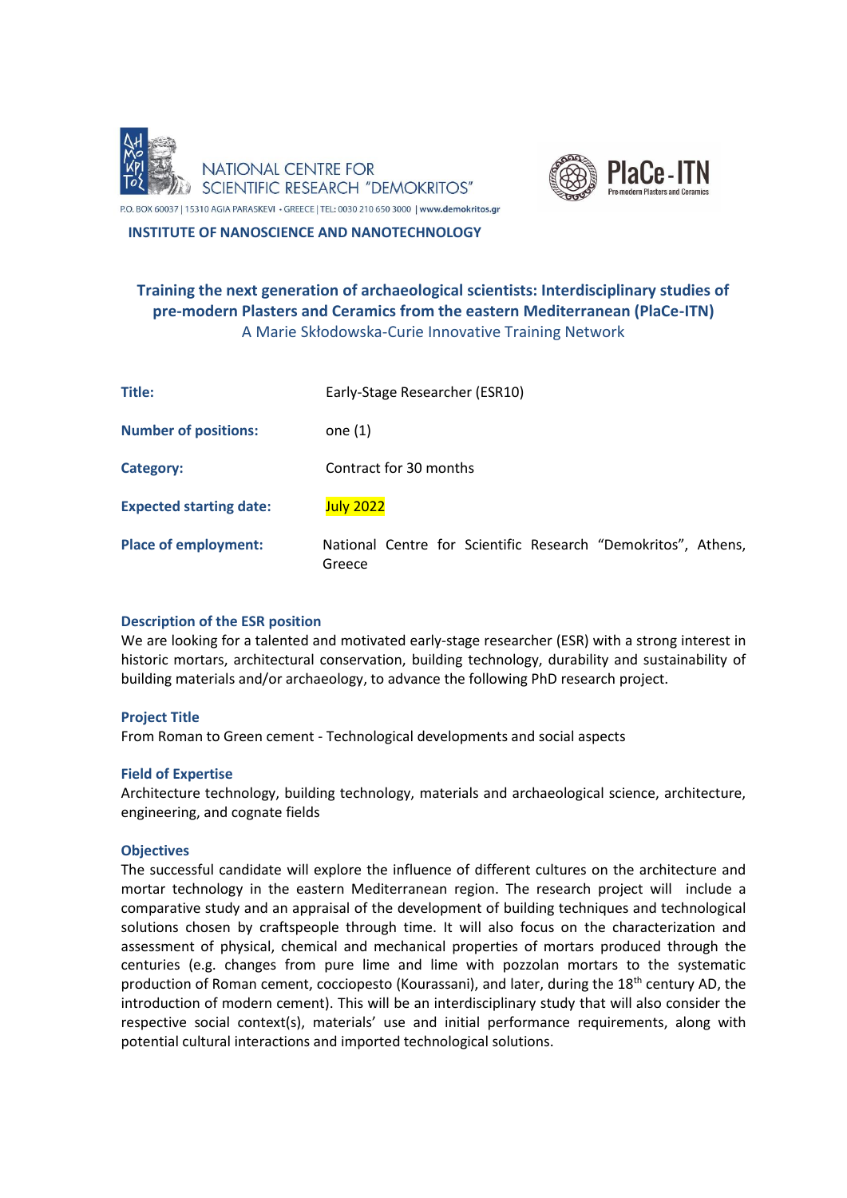NATIONAL CENTRE FOR SCIENTIFIC RESEARCH "DEMOKRITOS"

P.O. BOX 60037 | 15310 AGIA PARASKEVI • GREECE | TEL: 0030 210 650 3000 | www.demokritos.gr

PlaCe-ITN Pre-modern Plasters and Ceramics

**INSTITUTE OF NANOSCIENCE AND NANOTECHNOLOGY**

## Training the next generation of archaeological scientists: Interdisciplinary studies of pre-modern Plasters and Ceramics from the eastern Mediterranean (PlaCe-ITN)

A Marie Skłodowska-Curie Innovative Training Network

| | |
|---|---|
| **Title:** | Early-Stage Researcher (ESR10) |
| **Number of positions:** | one (1) |
| **Category:** | Contract for 30 months |
| **Expected starting date:** | July 2022 |
| **Place of employment:** | National Centre for Scientific Research "Demokritos", Athens, Greece |

### Description of the ESR position

We are looking for a talented and motivated early-stage researcher (ESR) with a strong interest in historic mortars, architectural conservation, building technology, durability and sustainability of building materials and/or archaeology, to advance the following PhD research project.

### Project Title

From Roman to Green cement - Technological developments and social aspects

### Field of Expertise

Architecture technology, building technology, materials and archaeological science, architecture, engineering, and cognate fields

### Objectives

The successful candidate will explore the influence of different cultures on the architecture and mortar technology in the eastern Mediterranean region. The research project will include a comparative study and an appraisal of the development of building techniques and technological solutions chosen by craftspeople through time. It will also focus on the characterization and assessment of physical, chemical and mechanical properties of mortars produced through the centuries (e.g. changes from pure lime and lime with pozzolan mortars to the systematic production of Roman cement, cocciopesto (Kourassani), and later, during the 18th century AD, the introduction of modern cement). This will be an interdisciplinary study that will also consider the respective social context(s), materials' use and initial performance requirements, along with potential cultural interactions and imported technological solutions.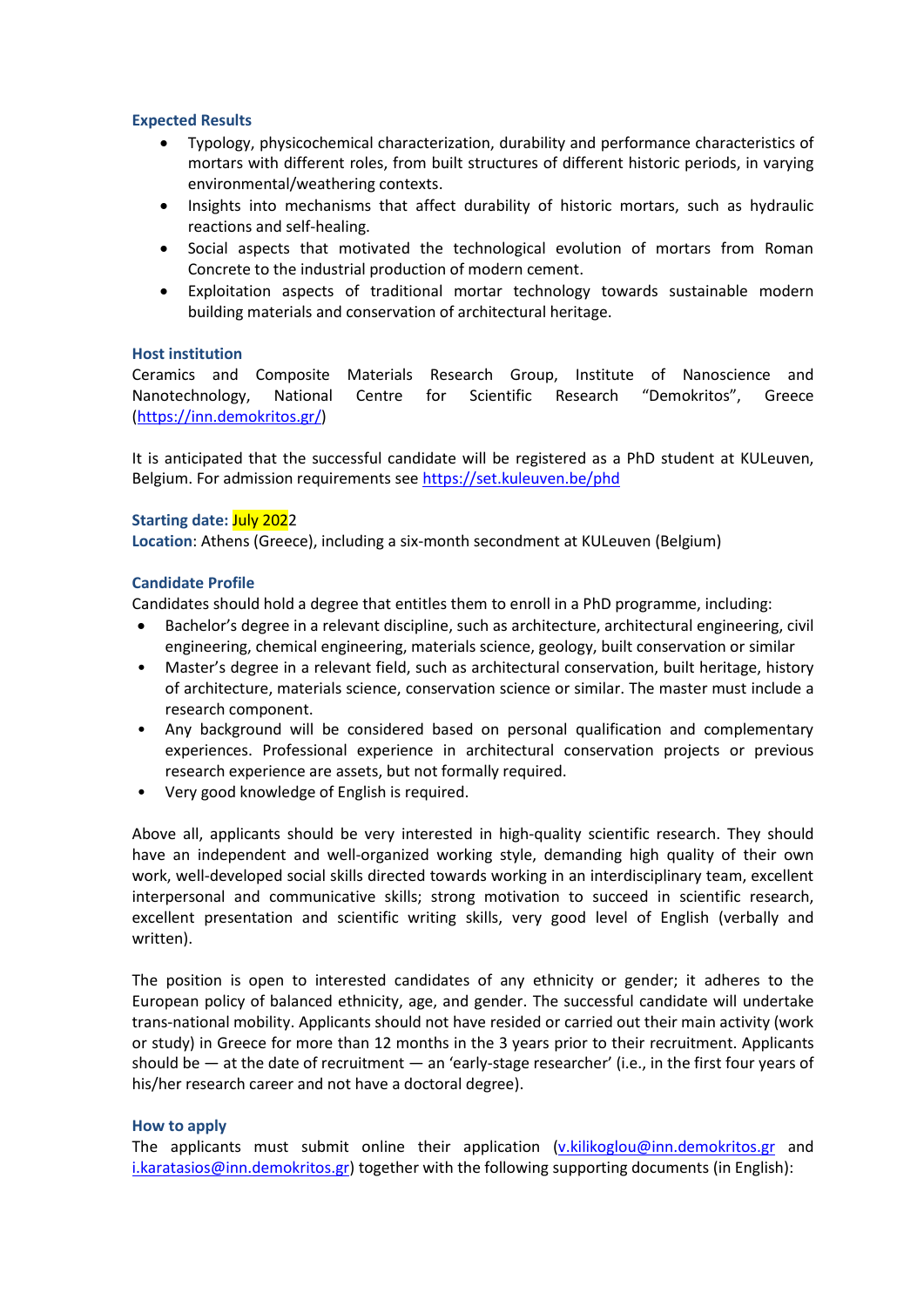### Expected Results

- Typology, physicochemical characterization, durability and performance characteristics of mortars with different roles, from built structures of different historic periods, in varying environmental/weathering contexts.
- Insights into mechanisms that affect durability of historic mortars, such as hydraulic reactions and self-healing.
- Social aspects that motivated the technological evolution of mortars from Roman Concrete to the industrial production of modern cement.
- Exploitation aspects of traditional mortar technology towards sustainable modern building materials and conservation of architectural heritage.

### Host institution

Ceramics and Composite Materials Research Group, Institute of Nanoscience and Nanotechnology, National Centre for Scientific Research "Demokritos", Greece (https://inn.demokritos.gr/)

It is anticipated that the successful candidate will be registered as a PhD student at KULeuven, Belgium. For admission requirements see https://set.kuleuven.be/phd

**Starting date:** July 2022

**Location**: Athens (Greece), including a six-month secondment at KULeuven (Belgium)

### Candidate Profile

Candidates should hold a degree that entitles them to enroll in a PhD programme, including:

- Bachelor's degree in a relevant discipline, such as architecture, architectural engineering, civil engineering, chemical engineering, materials science, geology, built conservation or similar
- Master's degree in a relevant field, such as architectural conservation, built heritage, history of architecture, materials science, conservation science or similar. The master must include a research component.
- Any background will be considered based on personal qualification and complementary experiences. Professional experience in architectural conservation projects or previous research experience are assets, but not formally required.
- Very good knowledge of English is required.

Above all, applicants should be very interested in high-quality scientific research. They should have an independent and well-organized working style, demanding high quality of their own work, well-developed social skills directed towards working in an interdisciplinary team, excellent interpersonal and communicative skills; strong motivation to succeed in scientific research, excellent presentation and scientific writing skills, very good level of English (verbally and written).

The position is open to interested candidates of any ethnicity or gender; it adheres to the European policy of balanced ethnicity, age, and gender. The successful candidate will undertake trans-national mobility. Applicants should not have resided or carried out their main activity (work or study) in Greece for more than 12 months in the 3 years prior to their recruitment. Applicants should be — at the date of recruitment — an 'early-stage researcher' (i.e., in the first four years of his/her research career and not have a doctoral degree).

### How to apply

The applicants must submit online their application (v.kilikoglou@inn.demokritos.gr and i.karatasios@inn.demokritos.gr) together with the following supporting documents (in English):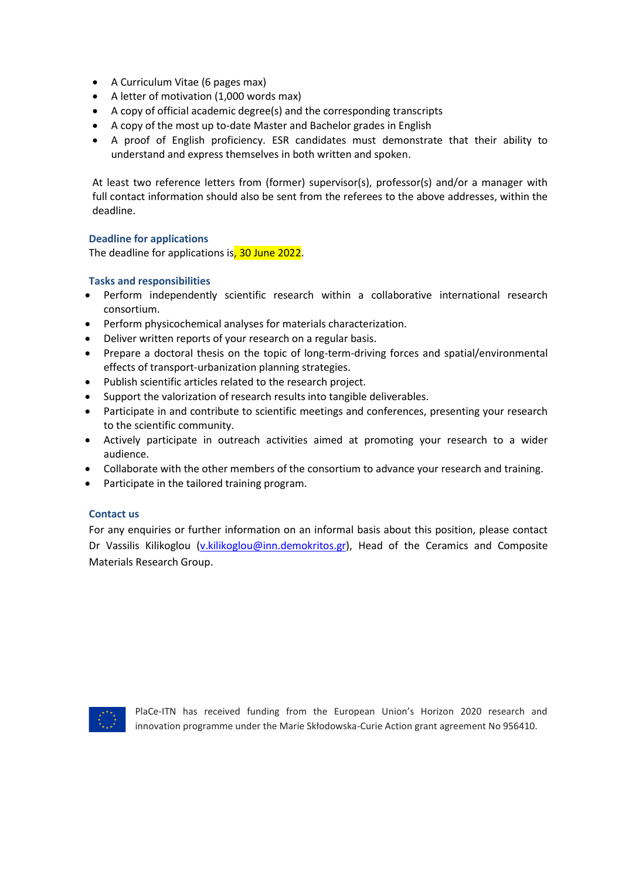- A Curriculum Vitae (6 pages max)
- A letter of motivation (1,000 words max)
- A copy of official academic degree(s) and the corresponding transcripts
- A copy of the most up to-date Master and Bachelor grades in English
- A proof of English proficiency. ESR candidates must demonstrate that their ability to understand and express themselves in both written and spoken.

At least two reference letters from (former) supervisor(s), professor(s) and/or a manager with full contact information should also be sent from the referees to the above addresses, within the deadline.

### Deadline for applications

The deadline for applications is, 30 June 2022.

### Tasks and responsibilities

- Perform independently scientific research within a collaborative international research consortium.
- Perform physicochemical analyses for materials characterization.
- Deliver written reports of your research on a regular basis.
- Prepare a doctoral thesis on the topic of long-term-driving forces and spatial/environmental effects of transport-urbanization planning strategies.
- Publish scientific articles related to the research project.
- Support the valorization of research results into tangible deliverables.
- Participate in and contribute to scientific meetings and conferences, presenting your research to the scientific community.
- Actively participate in outreach activities aimed at promoting your research to a wider audience.
- Collaborate with the other members of the consortium to advance your research and training.
- Participate in the tailored training program.

### Contact us

For any enquiries or further information on an informal basis about this position, please contact Dr Vassilis Kilikoglou (v.kilikoglou@inn.demokritos.gr), Head of the Ceramics and Composite Materials Research Group.

PlaCe-ITN has received funding from the European Union's Horizon 2020 research and innovation programme under the Marie Skłodowska-Curie Action grant agreement No 956410.